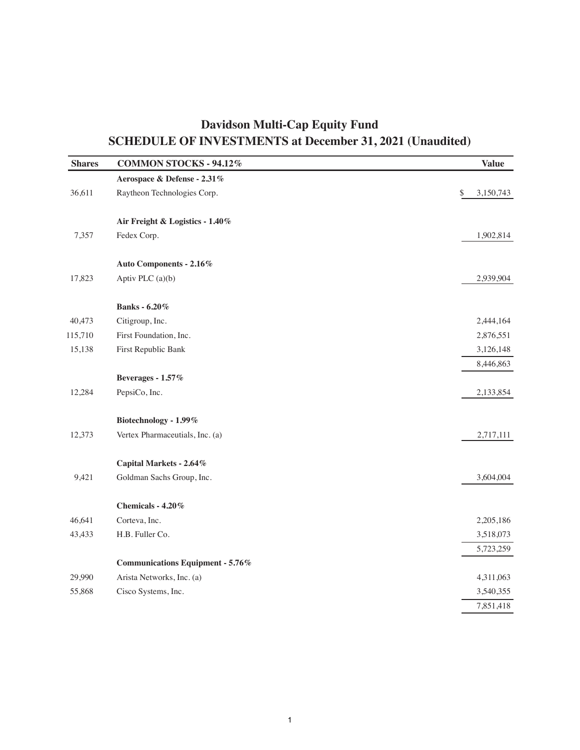# Davidson Multi-Cap Equity Fund
## SCHEDULE OF INVESTMENTS at December 31, 2021 (Unaudited)

| Shares | COMMON STOCKS - 94.12% | Value |
|---|---|---|
| | **Aerospace & Defense - 2.31%** | |
| 36,611 | Raytheon Technologies Corp. | $ 3,150,743 |
| | **Air Freight & Logistics - 1.40%** | |
| 7,357 | Fedex Corp. | 1,902,814 |
| | **Auto Components - 2.16%** | |
| 17,823 | Aptiv PLC (a)(b) | 2,939,904 |
| | **Banks - 6.20%** | |
| 40,473 | Citigroup, Inc. | 2,444,164 |
| 115,710 | First Foundation, Inc. | 2,876,551 |
| 15,138 | First Republic Bank | 3,126,148 |
| | | 8,446,863 |
| | **Beverages - 1.57%** | |
| 12,284 | PepsiCo, Inc. | 2,133,854 |
| | **Biotechnology - 1.99%** | |
| 12,373 | Vertex Pharmaceutials, Inc. (a) | 2,717,111 |
| | **Capital Markets - 2.64%** | |
| 9,421 | Goldman Sachs Group, Inc. | 3,604,004 |
| | **Chemicals - 4.20%** | |
| 46,641 | Corteva, Inc. | 2,205,186 |
| 43,433 | H.B. Fuller Co. | 3,518,073 |
| | | 5,723,259 |
| | **Communications Equipment - 5.76%** | |
| 29,990 | Arista Networks, Inc. (a) | 4,311,063 |
| 55,868 | Cisco Systems, Inc. | 3,540,355 |
| | | 7,851,418 |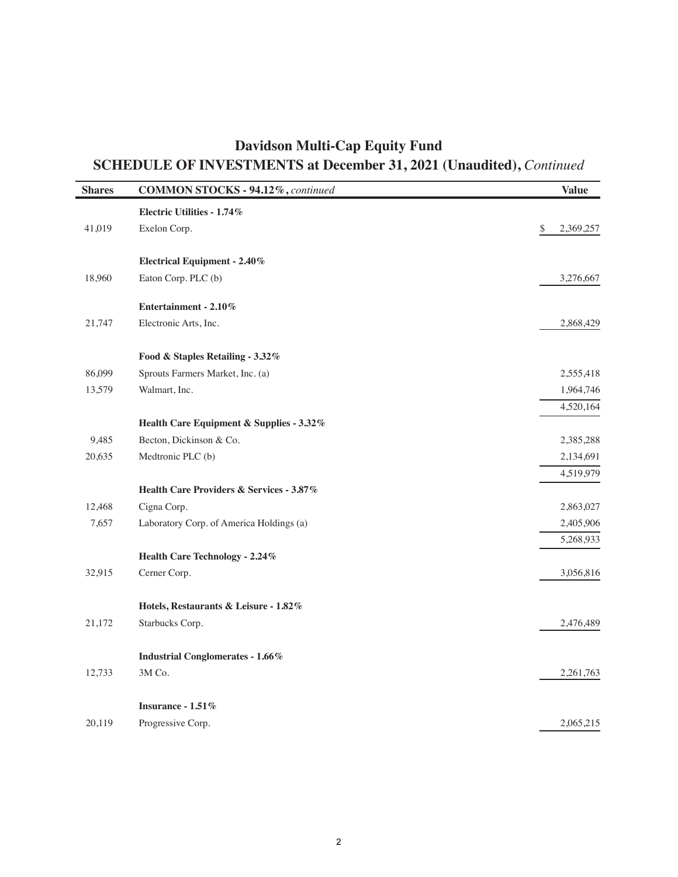# Davidson Multi-Cap Equity Fund

## SCHEDULE OF INVESTMENTS at December 31, 2021 (Unaudited), *Continued*

| Shares | COMMON STOCKS - 94.12%, *continued* | Value |
|---|---|---|
| | **Electric Utilities - 1.74%** | |
| 41,019 | Exelon Corp. | $ 2,369,257 |
| | **Electrical Equipment - 2.40%** | |
| 18,960 | Eaton Corp. PLC (b) | 3,276,667 |
| | **Entertainment - 2.10%** | |
| 21,747 | Electronic Arts, Inc. | 2,868,429 |
| | **Food & Staples Retailing - 3.32%** | |
| 86,099 | Sprouts Farmers Market, Inc. (a) | 2,555,418 |
| 13,579 | Walmart, Inc. | 1,964,746 |
| | | 4,520,164 |
| | **Health Care Equipment & Supplies - 3.32%** | |
| 9,485 | Becton, Dickinson & Co. | 2,385,288 |
| 20,635 | Medtronic PLC (b) | 2,134,691 |
| | | 4,519,979 |
| | **Health Care Providers & Services - 3.87%** | |
| 12,468 | Cigna Corp. | 2,863,027 |
| 7,657 | Laboratory Corp. of America Holdings (a) | 2,405,906 |
| | | 5,268,933 |
| | **Health Care Technology - 2.24%** | |
| 32,915 | Cerner Corp. | 3,056,816 |
| | **Hotels, Restaurants & Leisure - 1.82%** | |
| 21,172 | Starbucks Corp. | 2,476,489 |
| | **Industrial Conglomerates - 1.66%** | |
| 12,733 | 3M Co. | 2,261,763 |
| | **Insurance - 1.51%** | |
| 20,119 | Progressive Corp. | 2,065,215 |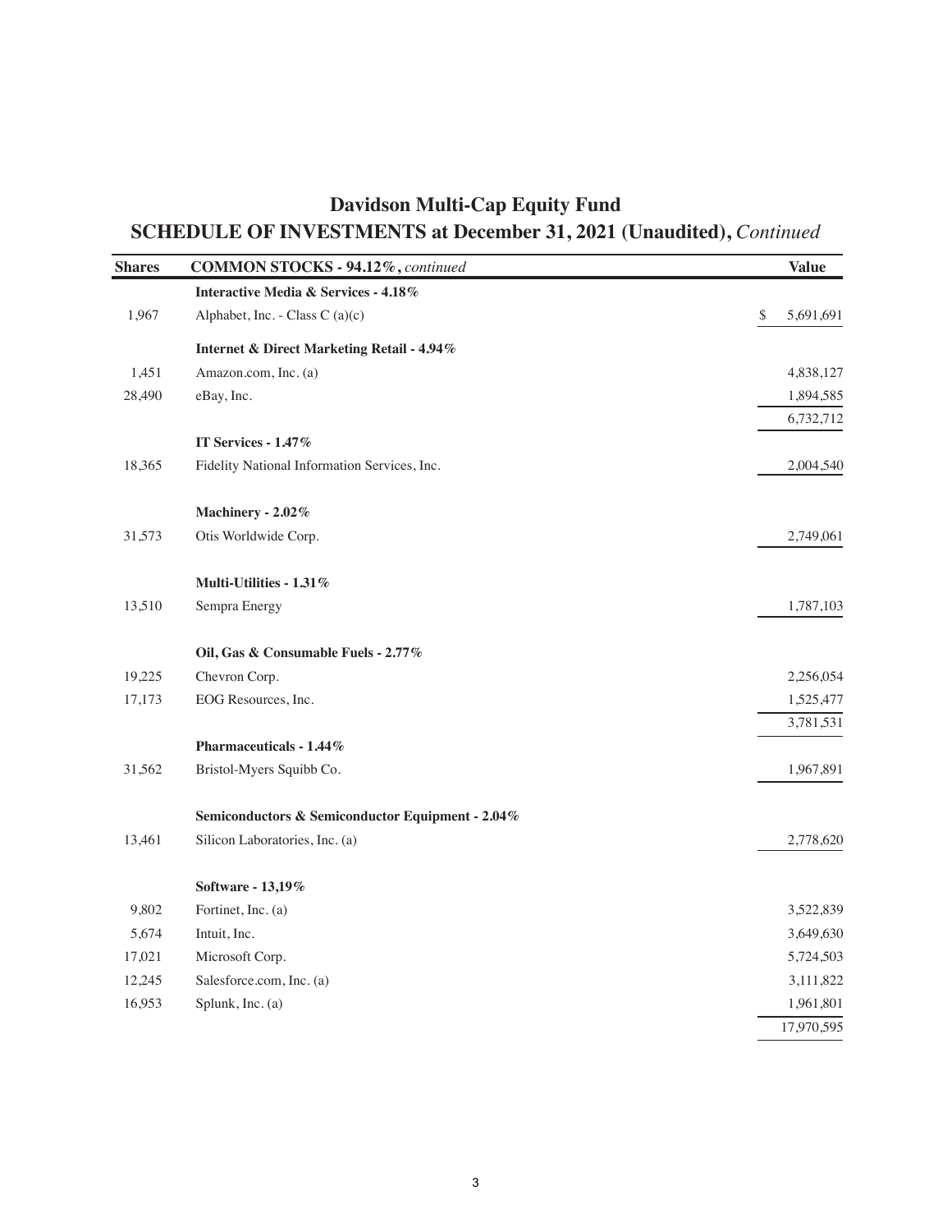# Davidson Multi-Cap Equity Fund

## SCHEDULE OF INVESTMENTS at December 31, 2021 (Unaudited), *Continued*

| Shares | COMMON STOCKS - 94.12%, *continued* | Value |
|---|---|---|
| | **Interactive Media & Services - 4.18%** | |
| 1,967 | Alphabet, Inc. - Class C (a)(c) | $ 5,691,691 |
| | **Internet & Direct Marketing Retail - 4.94%** | |
| 1,451 | Amazon.com, Inc. (a) | 4,838,127 |
| 28,490 | eBay, Inc. | 1,894,585 |
| | | 6,732,712 |
| | **IT Services - 1.47%** | |
| 18,365 | Fidelity National Information Services, Inc. | 2,004,540 |
| | **Machinery - 2.02%** | |
| 31,573 | Otis Worldwide Corp. | 2,749,061 |
| | **Multi-Utilities - 1.31%** | |
| 13,510 | Sempra Energy | 1,787,103 |
| | **Oil, Gas & Consumable Fuels - 2.77%** | |
| 19,225 | Chevron Corp. | 2,256,054 |
| 17,173 | EOG Resources, Inc. | 1,525,477 |
| | | 3,781,531 |
| | **Pharmaceuticals - 1.44%** | |
| 31,562 | Bristol-Myers Squibb Co. | 1,967,891 |
| | **Semiconductors & Semiconductor Equipment - 2.04%** | |
| 13,461 | Silicon Laboratories, Inc. (a) | 2,778,620 |
| | **Software - 13,19%** | |
| 9,802 | Fortinet, Inc. (a) | 3,522,839 |
| 5,674 | Intuit, Inc. | 3,649,630 |
| 17,021 | Microsoft Corp. | 5,724,503 |
| 12,245 | Salesforce.com, Inc. (a) | 3,111,822 |
| 16,953 | Splunk, Inc. (a) | 1,961,801 |
| | | 17,970,595 |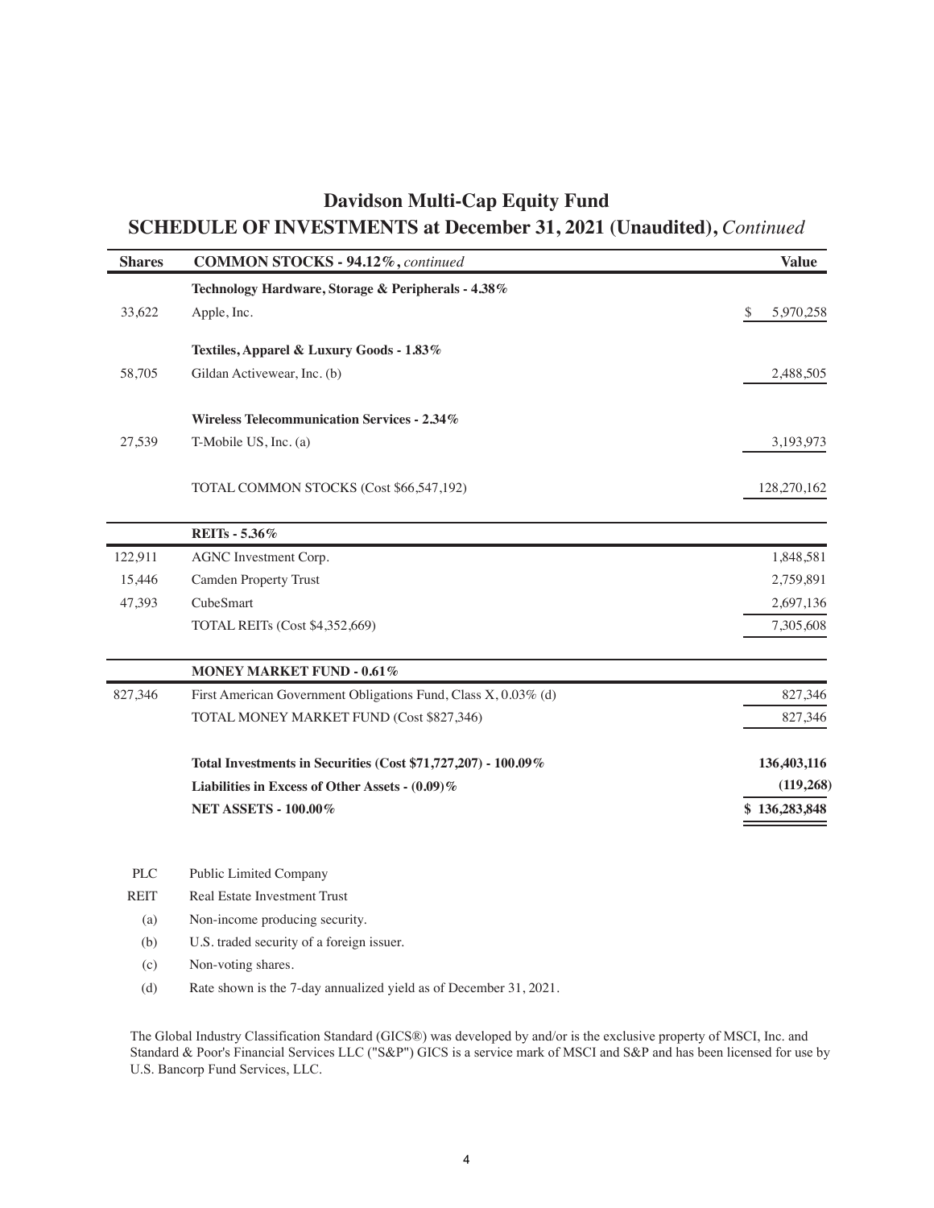# Davidson Multi-Cap Equity Fund

## SCHEDULE OF INVESTMENTS at December 31, 2021 (Unaudited), *Continued*

| Shares | COMMON STOCKS - 94.12%, *continued* | Value |
|---|---|---|
| | **Technology Hardware, Storage & Peripherals - 4.38%** | |
| 33,622 | Apple, Inc. | $ 5,970,258 |
| | **Textiles, Apparel & Luxury Goods - 1.83%** | |
| 58,705 | Gildan Activewear, Inc. (b) | 2,488,505 |
| | **Wireless Telecommunication Services - 2.34%** | |
| 27,539 | T-Mobile US, Inc. (a) | 3,193,973 |
| | TOTAL COMMON STOCKS (Cost $66,547,192) | 128,270,162 |
| | **REITs - 5.36%** | |
| 122,911 | AGNC Investment Corp. | 1,848,581 |
| 15,446 | Camden Property Trust | 2,759,891 |
| 47,393 | CubeSmart | 2,697,136 |
| | TOTAL REITs (Cost $4,352,669) | 7,305,608 |
| | **MONEY MARKET FUND - 0.61%** | |
| 827,346 | First American Government Obligations Fund, Class X, 0.03% (d) | 827,346 |
| | TOTAL MONEY MARKET FUND (Cost $827,346) | 827,346 |
| | **Total Investments in Securities (Cost $71,727,207) - 100.09%** | **136,403,116** |
| | **Liabilities in Excess of Other Assets - (0.09)%** | **(119,268)** |
| | **NET ASSETS - 100.00%** | **$ 136,283,848** |

PLC Public Limited Company

REIT Real Estate Investment Trust

(a) Non-income producing security.

(b) U.S. traded security of a foreign issuer.

(c) Non-voting shares.

(d) Rate shown is the 7-day annualized yield as of December 31, 2021.

The Global Industry Classification Standard (GICS®) was developed by and/or is the exclusive property of MSCI, Inc. and Standard & Poor's Financial Services LLC ("S&P") GICS is a service mark of MSCI and S&P and has been licensed for use by U.S. Bancorp Fund Services, LLC.